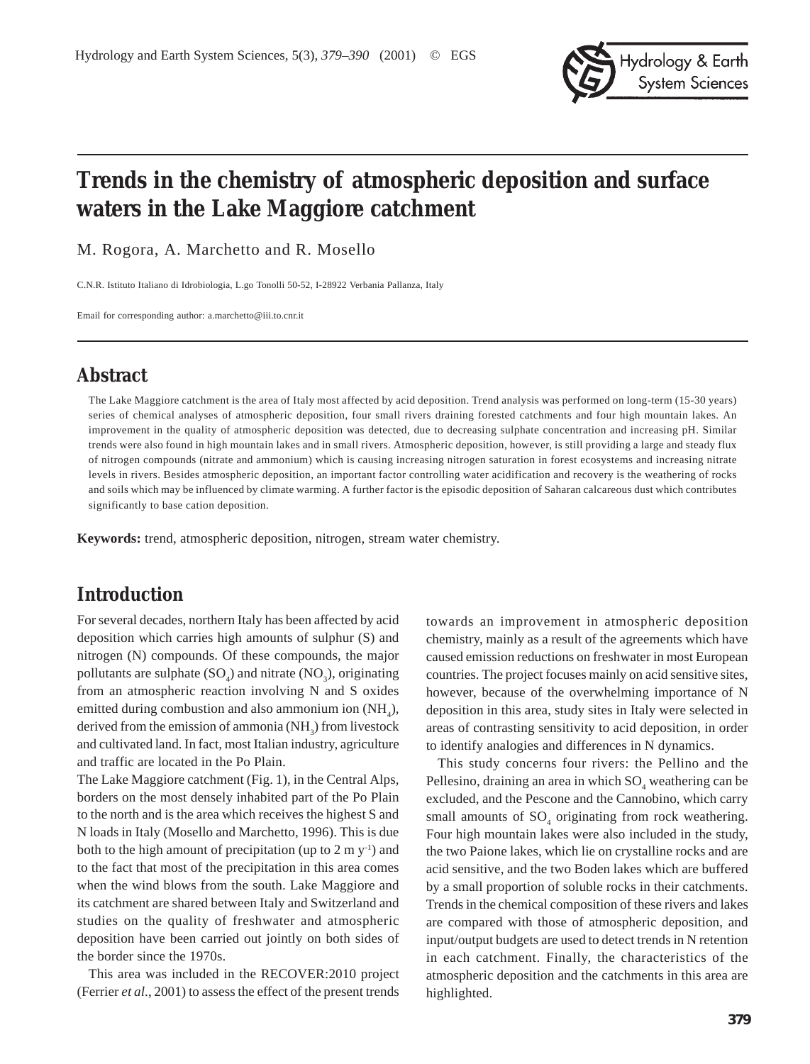# Trends in the chemistry of atmospheric deposition and surface waters in the Lake Maggiore catchment

M. Rogora, A. Marchetto and R. Mosello

C.N.R. Istituto Italiano di Idrobiologia, L.go Tonolli 50-52, I-28922 Verbania Pallanza, Italy

Email for corresponding author: a.marchetto@iii.to.cnr.it

## Abstract

The Lake Maggiore catchment is the area of Italy most affected by acid deposition. Trend analysis was performed on long-term (15-30 years) series of chemical analyses of atmospheric deposition, four small rivers draining forested catchments and four high mountain lakes. An improvement in the quality of atmospheric deposition was detected, due to decreasing sulphate concentration and increasing pH. Similar trends were also found in high mountain lakes and in small rivers. Atmospheric deposition, however, is still providing a large and steady flux of nitrogen compounds (nitrate and ammonium) which is causing increasing nitrogen saturation in forest ecosystems and increasing nitrate levels in rivers. Besides atmospheric deposition, an important factor controlling water acidification and recovery is the weathering of rocks and soils which may be influenced by climate warming. A further factor is the episodic deposition of Saharan calcareous dust which contributes significantly to base cation deposition.

**Keywords:** trend, atmospheric deposition, nitrogen, stream water chemistry.

## Introduction

For several decades, northern Italy has been affected by acid deposition which carries high amounts of sulphur (S) and nitrogen (N) compounds. Of these compounds, the major pollutants are sulphate ($SO_4$) and nitrate ($NO_3$), originating from an atmospheric reaction involving N and S oxides emitted during combustion and also ammonium ion ($NH_4$), derived from the emission of ammonia ($NH_3$) from livestock and cultivated land. In fact, most Italian industry, agriculture and traffic are located in the Po Plain.

The Lake Maggiore catchment (Fig. 1), in the Central Alps, borders on the most densely inhabited part of the Po Plain to the north and is the area which receives the highest S and N loads in Italy (Mosello and Marchetto, 1996). This is due both to the high amount of precipitation (up to 2 m $y^{-1}$) and to the fact that most of the precipitation in this area comes when the wind blows from the south. Lake Maggiore and its catchment are shared between Italy and Switzerland and studies on the quality of freshwater and atmospheric deposition have been carried out jointly on both sides of the border since the 1970s.

This area was included in the RECOVER:2010 project (Ferrier *et al.*, 2001) to assess the effect of the present trends towards an improvement in atmospheric deposition chemistry, mainly as a result of the agreements which have caused emission reductions on freshwater in most European countries. The project focuses mainly on acid sensitive sites, however, because of the overwhelming importance of N deposition in this area, study sites in Italy were selected in areas of contrasting sensitivity to acid deposition, in order to identify analogies and differences in N dynamics.

This study concerns four rivers: the Pellino and the Pellesino, draining an area in which $SO_4$ weathering can be excluded, and the Pescone and the Cannobino, which carry small amounts of $SO_4$ originating from rock weathering. Four high mountain lakes were also included in the study, the two Paione lakes, which lie on crystalline rocks and are acid sensitive, and the two Boden lakes which are buffered by a small proportion of soluble rocks in their catchments. Trends in the chemical composition of these rivers and lakes are compared with those of atmospheric deposition, and input/output budgets are used to detect trends in N retention in each catchment. Finally, the characteristics of the atmospheric deposition and the catchments in this area are highlighted.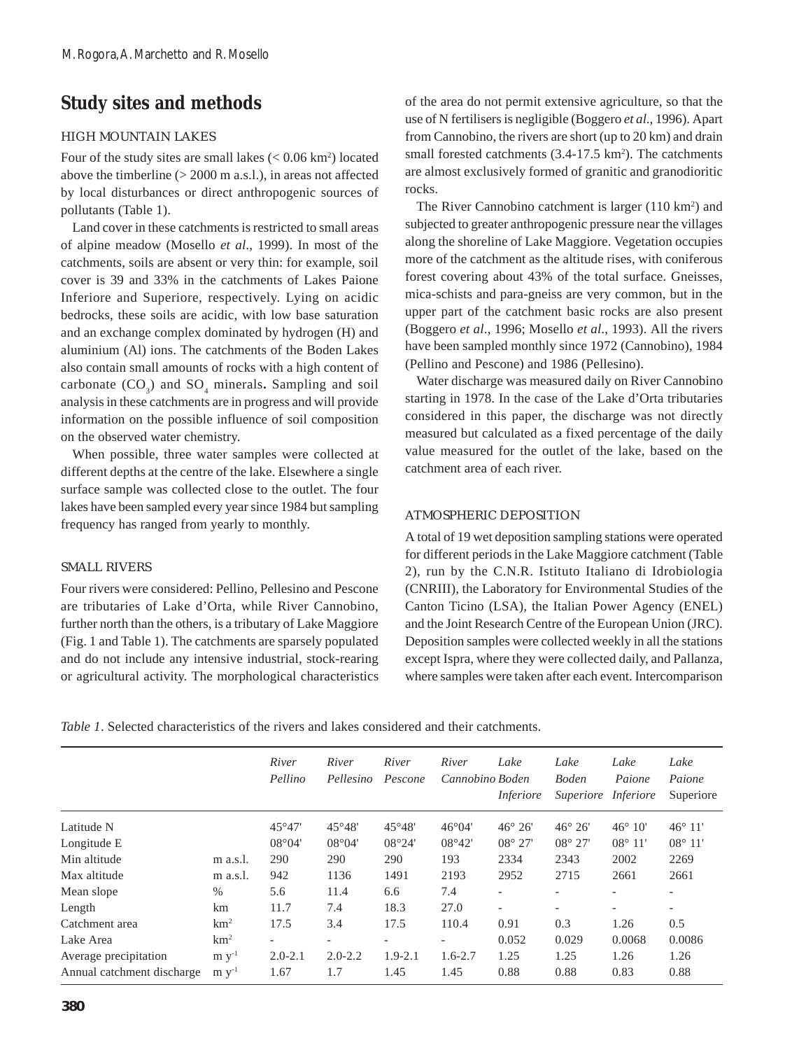## Study sites and methods

### HIGH MOUNTAIN LAKES

Four of the study sites are small lakes (< 0.06 km$^2$) located above the timberline (> 2000 m a.s.l.), in areas not affected by local disturbances or direct anthropogenic sources of pollutants (Table 1).

Land cover in these catchments is restricted to small areas of alpine meadow (Mosello *et al*., 1999). In most of the catchments, soils are absent or very thin: for example, soil cover is 39 and 33% in the catchments of Lakes Paione Inferiore and Superiore, respectively. Lying on acidic bedrocks, these soils are acidic, with low base saturation and an exchange complex dominated by hydrogen (H) and aluminium (Al) ions. The catchments of the Boden Lakes also contain small amounts of rocks with a high content of carbonate ($CO_3$) and $SO_4$ minerals**.** Sampling and soil analysis in these catchments are in progress and will provide information on the possible influence of soil composition on the observed water chemistry.

When possible, three water samples were collected at different depths at the centre of the lake. Elsewhere a single surface sample was collected close to the outlet. The four lakes have been sampled every year since 1984 but sampling frequency has ranged from yearly to monthly.

### SMALL RIVERS

Four rivers were considered: Pellino, Pellesino and Pescone are tributaries of Lake d'Orta, while River Cannobino, further north than the others, is a tributary of Lake Maggiore (Fig. 1 and Table 1). The catchments are sparsely populated and do not include any intensive industrial, stock-rearing or agricultural activity. The morphological characteristics of the area do not permit extensive agriculture, so that the use of N fertilisers is negligible (Boggero *et al*., 1996). Apart from Cannobino, the rivers are short (up to 20 km) and drain small forested catchments (3.4-17.5 km$^2$). The catchments are almost exclusively formed of granitic and granodioritic rocks.

The River Cannobino catchment is larger (110 km$^2$) and subjected to greater anthropogenic pressure near the villages along the shoreline of Lake Maggiore. Vegetation occupies more of the catchment as the altitude rises, with coniferous forest covering about 43% of the total surface. Gneisses, mica-schists and para-gneiss are very common, but in the upper part of the catchment basic rocks are also present (Boggero *et al*., 1996; Mosello *et al*., 1993). All the rivers have been sampled monthly since 1972 (Cannobino), 1984 (Pellino and Pescone) and 1986 (Pellesino).

Water discharge was measured daily on River Cannobino starting in 1978. In the case of the Lake d'Orta tributaries considered in this paper, the discharge was not directly measured but calculated as a fixed percentage of the daily value measured for the outlet of the lake, based on the catchment area of each river.

### ATMOSPHERIC DEPOSITION

A total of 19 wet deposition sampling stations were operated for different periods in the Lake Maggiore catchment (Table 2), run by the C.N.R. Istituto Italiano di Idrobiologia (CNRIII), the Laboratory for Environmental Studies of the Canton Ticino (LSA), the Italian Power Agency (ENEL) and the Joint Research Centre of the European Union (JRC). Deposition samples were collected weekly in all the stations except Ispra, where they were collected daily, and Pallanza, where samples were taken after each event. Intercomparison

*Table 1*. Selected characteristics of the rivers and lakes considered and their catchments.

| | | *River Pellino* | *River Pellesino* | *River Pescone* | *River Cannobino* | *Lake Boden Inferiore* | *Lake Boden Superiore* | *Lake Paione Inferiore* | *Lake Paione* Superiore |
|---|---|---|---|---|---|---|---|---|---|
| Latitude N | | 45°47' | 45°48' | 45°48' | 46°04' | 46° 26' | 46° 26' | 46° 10' | 46° 11' |
| Longitude E | | 08°04' | 08°04' | 08°24' | 08°42' | 08° 27' | 08° 27' | 08° 11' | 08° 11' |
| Min altitude | m a.s.l. | 290 | 290 | 290 | 193 | 2334 | 2343 | 2002 | 2269 |
| Max altitude | m a.s.l. | 942 | 1136 | 1491 | 2193 | 2952 | 2715 | 2661 | 2661 |
| Mean slope | % | 5.6 | 11.4 | 6.6 | 7.4 | - | - | - | - |
| Length | km | 11.7 | 7.4 | 18.3 | 27.0 | - | - | - | - |
| Catchment area | km$^2$ | 17.5 | 3.4 | 17.5 | 110.4 | 0.91 | 0.3 | 1.26 | 0.5 |
| Lake Area | km$^2$ | - | - | - | - | 0.052 | 0.029 | 0.0068 | 0.0086 |
| Average precipitation | m y$^{-1}$ | 2.0-2.1 | 2.0-2.2 | 1.9-2.1 | 1.6-2.7 | 1.25 | 1.25 | 1.26 | 1.26 |
| Annual catchment discharge | m y$^{-1}$ | 1.67 | 1.7 | 1.45 | 1.45 | 0.88 | 0.88 | 0.83 | 0.88 |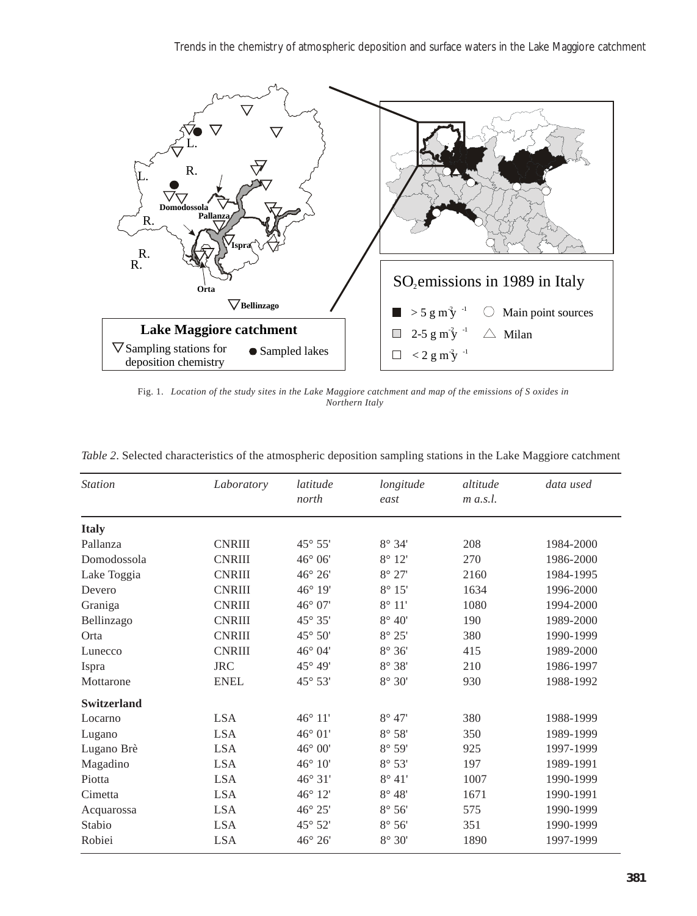Fig. 1. *Location of the study sites in the Lake Maggiore catchment and map of the emissions of S oxides in Northern Italy*

*Table 2*. Selected characteristics of the atmospheric deposition sampling stations in the Lake Maggiore catchment

| *Station* | *Laboratory* | *latitude north* | *longitude east* | *altitude m a.s.l.* | *data used* |
|---|---|---|---|---|---|
| **Italy** | | | | | |
| Pallanza | CNRIII | 45° 55' | 8° 34' | 208 | 1984-2000 |
| Domodossola | CNRIII | 46° 06' | 8° 12' | 270 | 1986-2000 |
| Lake Toggia | CNRIII | 46° 26' | 8° 27' | 2160 | 1984-1995 |
| Devero | CNRIII | 46° 19' | 8° 15' | 1634 | 1996-2000 |
| Graniga | CNRIII | 46° 07' | 8° 11' | 1080 | 1994-2000 |
| Bellinzago | CNRIII | 45° 35' | 8° 40' | 190 | 1989-2000 |
| Orta | CNRIII | 45° 50' | 8° 25' | 380 | 1990-1999 |
| Lunecco | CNRIII | 46° 04' | 8° 36' | 415 | 1989-2000 |
| Ispra | JRC | 45° 49' | 8° 38' | 210 | 1986-1997 |
| Mottarone | ENEL | 45° 53' | 8° 30' | 930 | 1988-1992 |
| **Switzerland** | | | | | |
| Locarno | LSA | 46° 11' | 8° 47' | 380 | 1988-1999 |
| Lugano | LSA | 46° 01' | 8° 58' | 350 | 1989-1999 |
| Lugano Brè | LSA | 46° 00' | 8° 59' | 925 | 1997-1999 |
| Magadino | LSA | 46° 10' | 8° 53' | 197 | 1989-1991 |
| Piotta | LSA | 46° 31' | 8° 41' | 1007 | 1990-1999 |
| Cimetta | LSA | 46° 12' | 8° 48' | 1671 | 1990-1991 |
| Acquarossa | LSA | 46° 25' | 8° 56' | 575 | 1990-1999 |
| Stabio | LSA | 45° 52' | 8° 56' | 351 | 1990-1999 |
| Robiei | LSA | 46° 26' | 8° 30' | 1890 | 1997-1999 |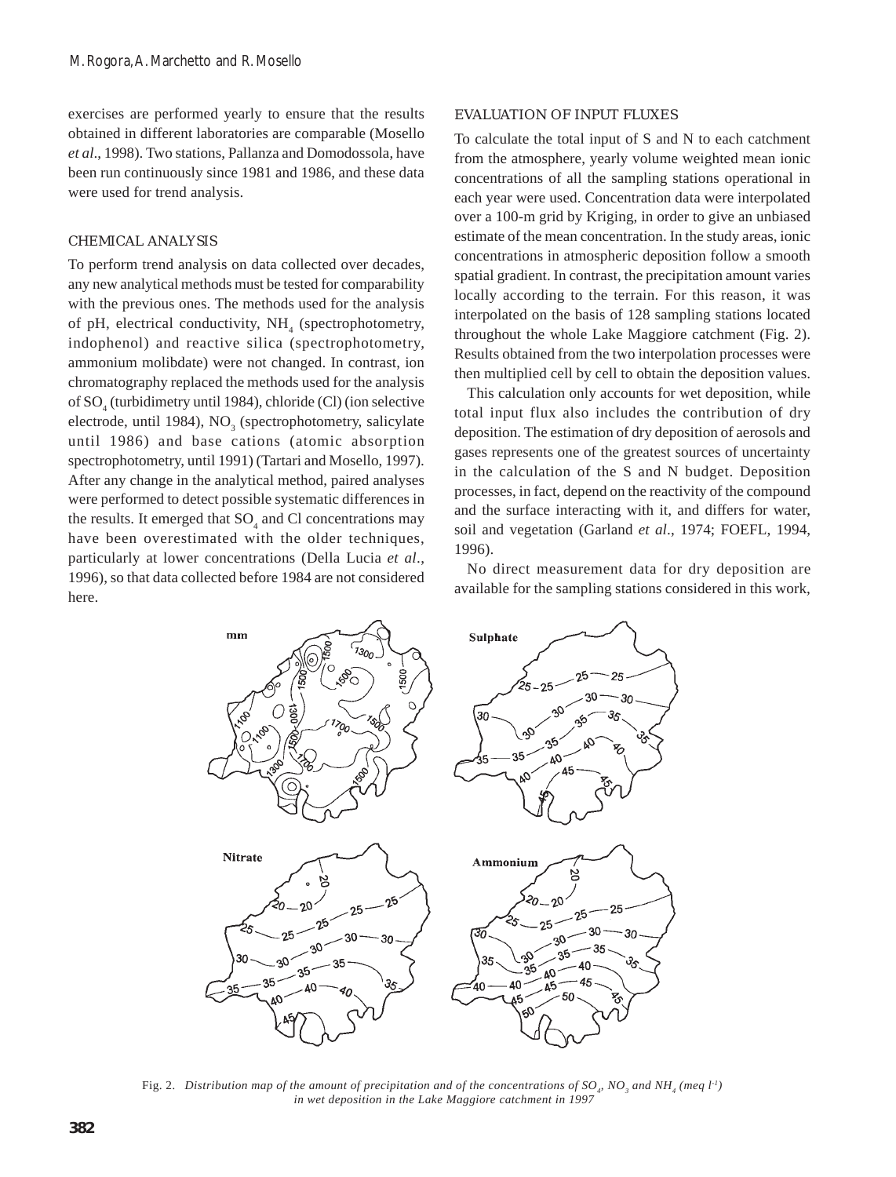exercises are performed yearly to ensure that the results obtained in different laboratories are comparable (Mosello *et al*., 1998). Two stations, Pallanza and Domodossola, have been run continuously since 1981 and 1986, and these data were used for trend analysis.

## CHEMICAL ANALYSIS

To perform trend analysis on data collected over decades, any new analytical methods must be tested for comparability with the previous ones. The methods used for the analysis of pH, electrical conductivity, $NH_4$ (spectrophotometry, indophenol) and reactive silica (spectrophotometry, ammonium molibdate) were not changed. In contrast, ion chromatography replaced the methods used for the analysis of $SO_4$ (turbidimetry until 1984), chloride (Cl) (ion selective electrode, until 1984), $NO_3$ (spectrophotometry, salicylate until 1986) and base cations (atomic absorption spectrophotometry, until 1991) (Tartari and Mosello, 1997). After any change in the analytical method, paired analyses were performed to detect possible systematic differences in the results. It emerged that $SO_4$ and Cl concentrations may have been overestimated with the older techniques, particularly at lower concentrations (Della Lucia *et al*., 1996), so that data collected before 1984 are not considered here.

## EVALUATION OF INPUT FLUXES

To calculate the total input of S and N to each catchment from the atmosphere, yearly volume weighted mean ionic concentrations of all the sampling stations operational in each year were used. Concentration data were interpolated over a 100-m grid by Kriging, in order to give an unbiased estimate of the mean concentration. In the study areas, ionic concentrations in atmospheric deposition follow a smooth spatial gradient. In contrast, the precipitation amount varies locally according to the terrain. For this reason, it was interpolated on the basis of 128 sampling stations located throughout the whole Lake Maggiore catchment (Fig. 2). Results obtained from the two interpolation processes were then multiplied cell by cell to obtain the deposition values.

This calculation only accounts for wet deposition, while total input flux also includes the contribution of dry deposition. The estimation of dry deposition of aerosols and gases represents one of the greatest sources of uncertainty in the calculation of the S and N budget. Deposition processes, in fact, depend on the reactivity of the compound and the surface interacting with it, and differs for water, soil and vegetation (Garland *et al*., 1974; FOEFL, 1994, 1996).

No direct measurement data for dry deposition are available for the sampling stations considered in this work,

Fig. 2. *Distribution map of the amount of precipitation and of the concentrations of $SO_4$, $NO_3$ and $NH_4$ (meq $l^{-1}$) in wet deposition in the Lake Maggiore catchment in 1997*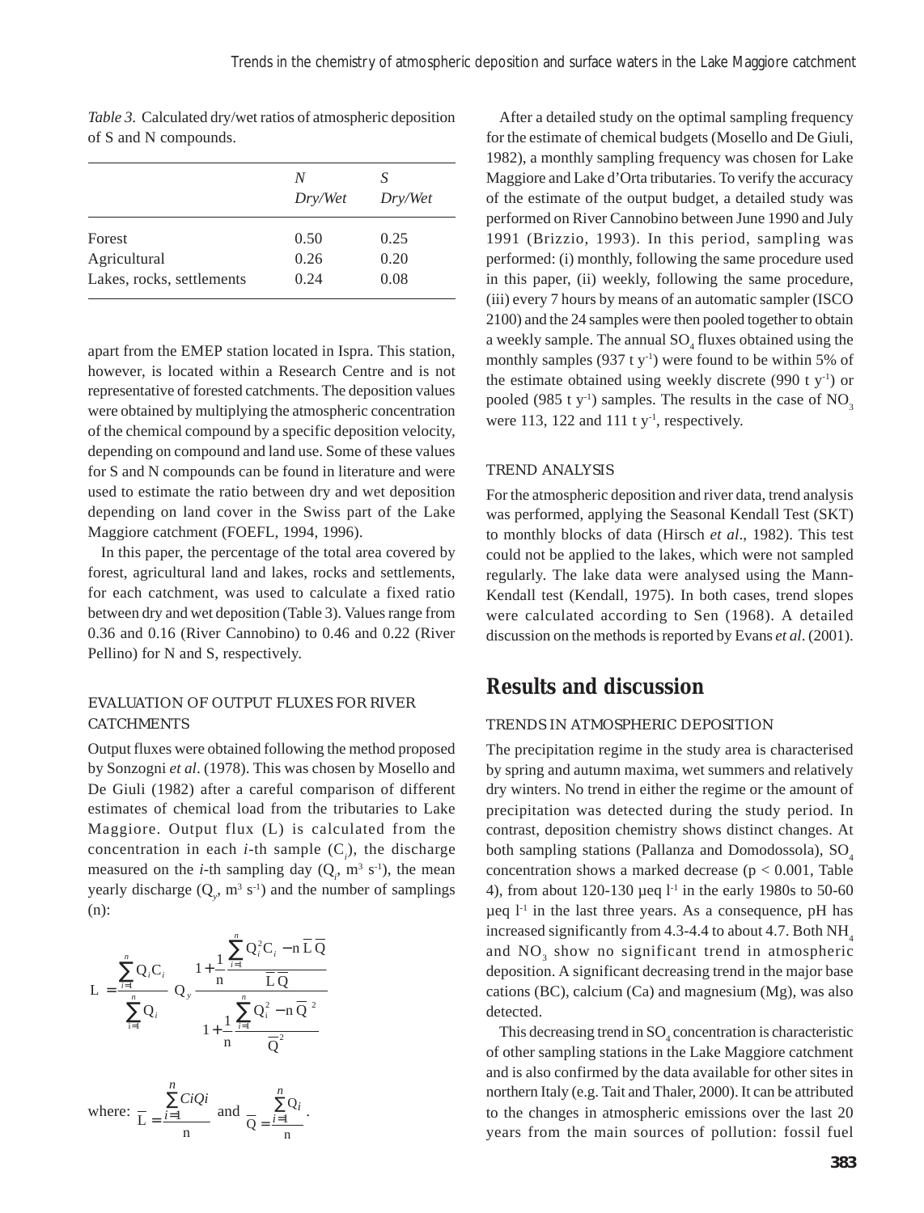*Table 3*. Calculated dry/wet ratios of atmospheric deposition of S and N compounds.

| | N Dry/Wet | S Dry/Wet |
|---|---|---|
| Forest | 0.50 | 0.25 |
| Agricultural | 0.26 | 0.20 |
| Lakes, rocks, settlements | 0.24 | 0.08 |

apart from the EMEP station located in Ispra. This station, however, is located within a Research Centre and is not representative of forested catchments. The deposition values were obtained by multiplying the atmospheric concentration of the chemical compound by a specific deposition velocity, depending on compound and land use. Some of these values for S and N compounds can be found in literature and were used to estimate the ratio between dry and wet deposition depending on land cover in the Swiss part of the Lake Maggiore catchment (FOEFL, 1994, 1996).

In this paper, the percentage of the total area covered by forest, agricultural land and lakes, rocks and settlements, for each catchment, was used to calculate a fixed ratio between dry and wet deposition (Table 3). Values range from 0.36 and 0.16 (River Cannobino) to 0.46 and 0.22 (River Pellino) for N and S, respectively.

### EVALUATION OF OUTPUT FLUXES FOR RIVER CATCHMENTS

Output fluxes were obtained following the method proposed by Sonzogni *et al*. (1978). This was chosen by Mosello and De Giuli (1982) after a careful comparison of different estimates of chemical load from the tributaries to Lake Maggiore. Output flux (L) is calculated from the concentration in each *i*-th sample ($C_i$), the discharge measured on the *i*-th sampling day ($Q_i$, $m^3\ s^{-1}$), the mean yearly discharge ($Q_y$, $m^3\ s^{-1}$) and the number of samplings (n):

$$L = \frac{\sum_{i=1}^{n} Q_i C_i}{\sum_{i=1}^{n} Q_i} Q_y \frac{1 + \frac{1}{n}\frac{\sum_{i=1}^{n} Q_i^2 C_i - n\overline{L}\,\overline{Q}}{\overline{L}\,\overline{Q}}}{1 + \frac{1}{n}\frac{\sum_{i=1}^{n} Q_i^2 - n\overline{Q}^2}{\overline{Q}^2}}$$

where: $\overline{L} = \frac{\sum_{i=1}^{n} C_i Q_i}{n}$ and $\overline{Q} = \frac{\sum_{i=1}^{n} Q_i}{n}$.

After a detailed study on the optimal sampling frequency for the estimate of chemical budgets (Mosello and De Giuli, 1982), a monthly sampling frequency was chosen for Lake Maggiore and Lake d'Orta tributaries. To verify the accuracy of the estimate of the output budget, a detailed study was performed on River Cannobino between June 1990 and July 1991 (Brizzio, 1993). In this period, sampling was performed: (i) monthly, following the same procedure used in this paper, (ii) weekly, following the same procedure, (iii) every 7 hours by means of an automatic sampler (ISCO 2100) and the 24 samples were then pooled together to obtain a weekly sample. The annual $SO_4$ fluxes obtained using the monthly samples (937 t $y^{-1}$) were found to be within 5% of the estimate obtained using weekly discrete (990 t $y^{-1}$) or pooled (985 t $y^{-1}$) samples. The results in the case of $NO_3$ were 113, 122 and 111 t $y^{-1}$, respectively.

### TREND ANALYSIS

For the atmospheric deposition and river data, trend analysis was performed, applying the Seasonal Kendall Test (SKT) to monthly blocks of data (Hirsch *et al*., 1982). This test could not be applied to the lakes, which were not sampled regularly. The lake data were analysed using the Mann-Kendall test (Kendall, 1975). In both cases, trend slopes were calculated according to Sen (1968). A detailed discussion on the methods is reported by Evans *et al*. (2001).

## Results and discussion

### TRENDS IN ATMOSPHERIC DEPOSITION

The precipitation regime in the study area is characterised by spring and autumn maxima, wet summers and relatively dry winters. No trend in either the regime or the amount of precipitation was detected during the study period. In contrast, deposition chemistry shows distinct changes. At both sampling stations (Pallanza and Domodossola), $SO_4$ concentration shows a marked decrease ($p < 0.001$, Table 4), from about 120-130 µeq $l^{-1}$ in the early 1980s to 50-60 µeq $l^{-1}$ in the last three years. As a consequence, pH has increased significantly from 4.3-4.4 to about 4.7. Both $NH_4$ and $NO_3$ show no significant trend in atmospheric deposition. A significant decreasing trend in the major base cations (BC), calcium (Ca) and magnesium (Mg), was also detected.

This decreasing trend in $SO_4$ concentration is characteristic of other sampling stations in the Lake Maggiore catchment and is also confirmed by the data available for other sites in northern Italy (e.g. Tait and Thaler, 2000). It can be attributed to the changes in atmospheric emissions over the last 20 years from the main sources of pollution: fossil fuel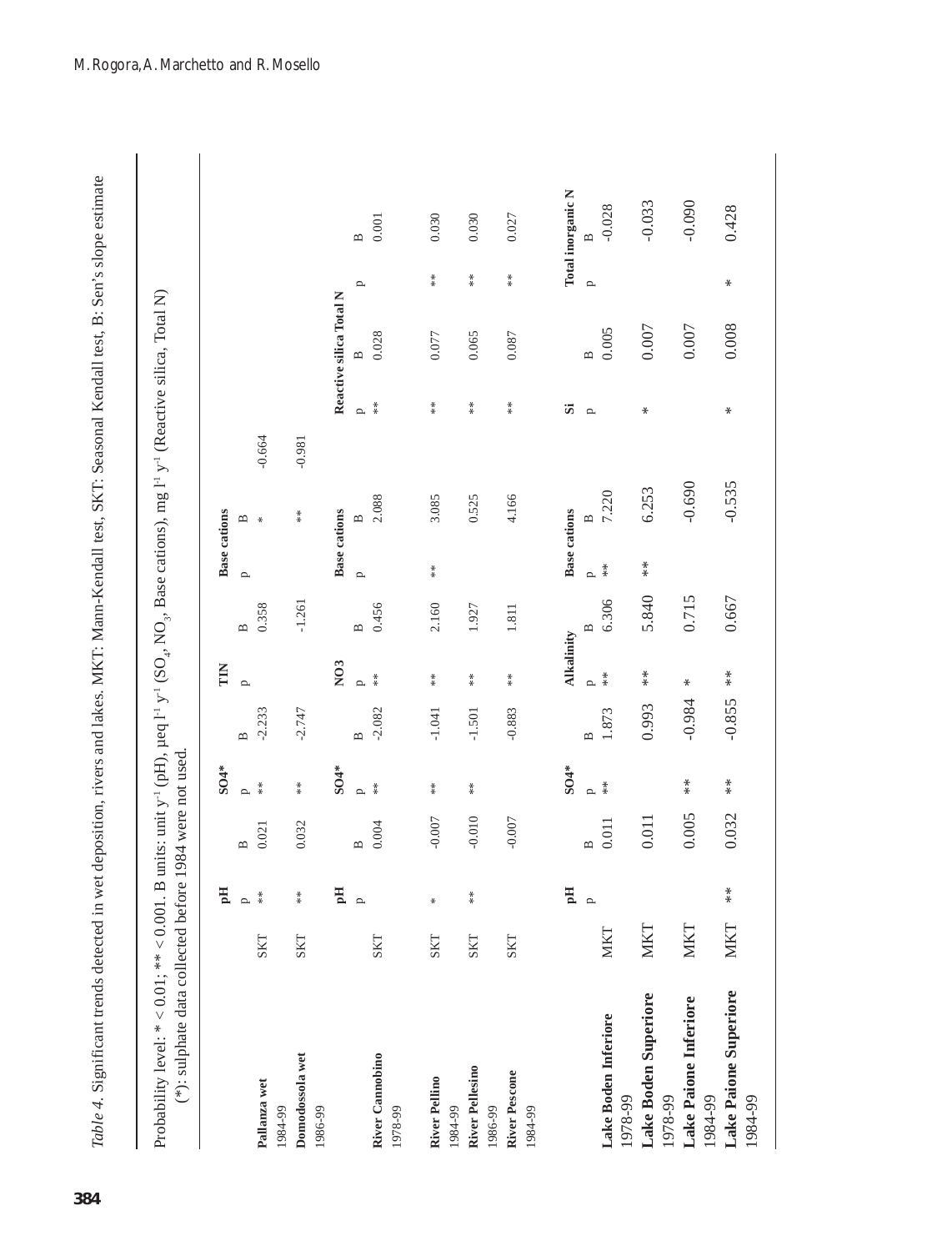*Table 4.* Significant trends detected in wet deposition, rivers and lakes. MKT: Mann-Kendall test, SKT: Seasonal Kendall test, B: Sen's slope estimate

Probability level: * < 0.01; ** < 0.001. B units: unit $y^{-1}$ (pH), µeq $l^{-1}$ $y^{-1}$ ($SO_4$, $NO_3$, Base cations), mg $l^{-1}$ $y^{-1}$ (Reactive silica, Total N)
(*): sulphate data collected before 1984 were not used.

| | | pH | | SO4* | | TIN | | Base cations | |
|---|---|---|---|---|---|---|---|---|---|
| | | p | B | p | B | p | B | p | B |
| **Pallanza wet** 1984-99 | SKT | ** | 0.021 | ** | -2.233 | | 0.358 | * | -0.664 |
| **Domodossola wet** 1986-99 | SKT | ** | 0.032 | ** | -2.747 | | -1.261 | ** | -0.981 |

| | | pH | | SO4* | | NO3 | | Base cations | | Reactive silica | | Total N | |
|---|---|---|---|---|---|---|---|---|---|---|---|---|---|
| | | p | B | p | B | p | B | p | B | p | B | p | B |
| **River Cannobino** 1978-99 | SKT | | 0.004 | ** | -2.082 | ** | 0.456 | | 2.088 | ** | 0.028 | | 0.001 |
| **River Pellino** 1984-99 | SKT | * | -0.007 | ** | -1.041 | ** | 2.160 | ** | 3.085 | ** | 0.077 | ** | 0.030 |
| **River Pellesino** 1986-99 | SKT | ** | -0.010 | ** | -1.501 | ** | 1.927 | | 0.525 | ** | 0.065 | ** | 0.030 |
| **River Pescone** 1984-99 | SKT | | -0.007 | | -0.883 | ** | 1.811 | | 4.166 | ** | 0.087 | ** | 0.027 |

| | | pH | | SO4* | | Alkalinity | | Base cations | | Si | | Total inorganic N | |
|---|---|---|---|---|---|---|---|---|---|---|---|---|---|
| | | p | B | p | B | p | B | p | B | p | B | p | B |
| **Lake Boden Inferiore** 1978-99 | MKT | | 0.011 | ** | 1.873 | ** | 6.306 | ** | 7.220 | | 0.005 | | -0.028 |
| **Lake Boden Superiore** 1978-99 | MKT | | 0.011 | | 0.993 | ** | 5.840 | ** | 6.253 | * | 0.007 | | -0.033 |
| **Lake Paione Inferiore** 1984-99 | MKT | | 0.005 | ** | -0.984 | * | 0.715 | | -0.690 | | 0.007 | | -0.090 |
| **Lake Paione Superiore** 1984-99 | MKT | ** | 0.032 | ** | -0.855 | ** | 0.667 | | -0.535 | * | 0.008 | * | 0.428 |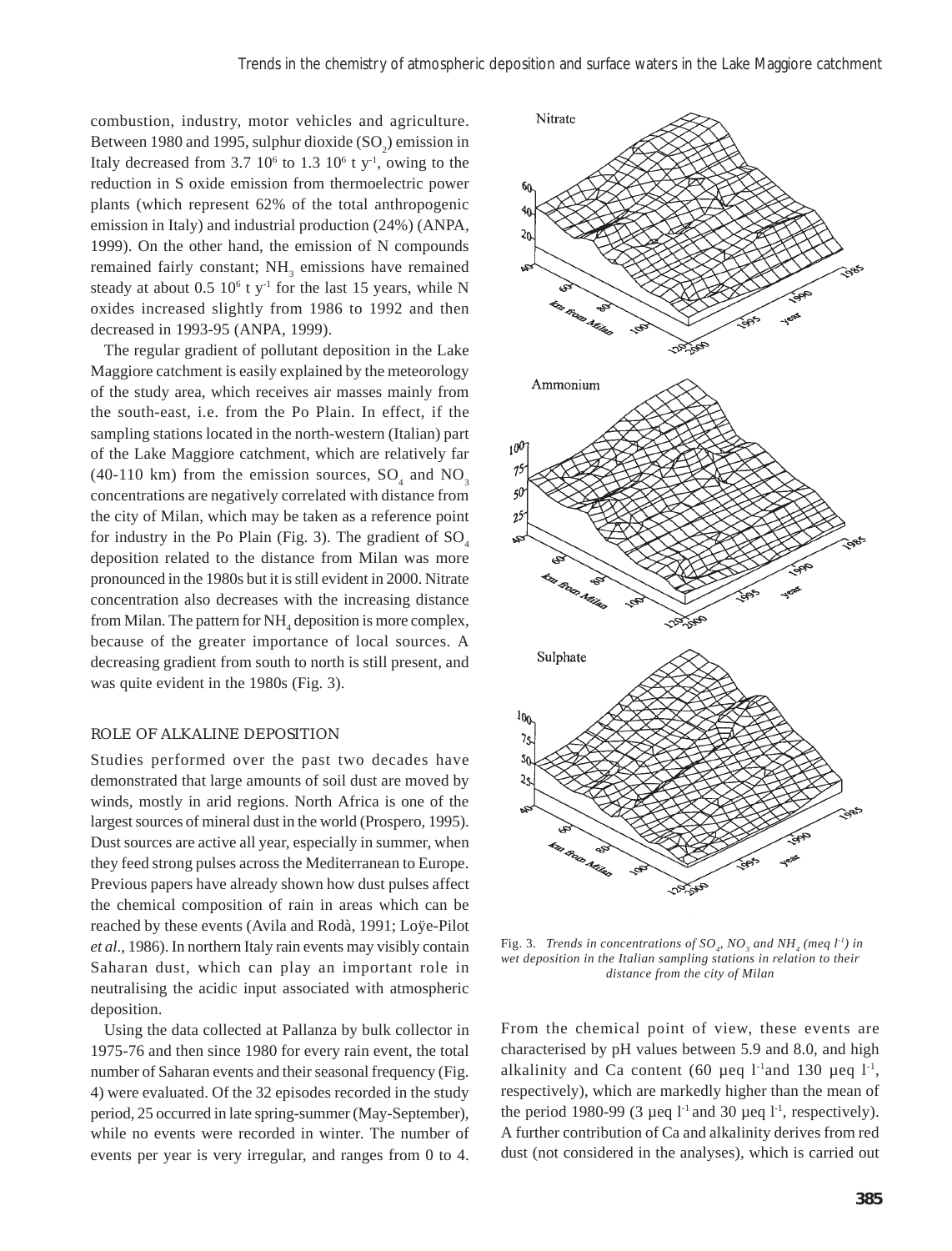combustion, industry, motor vehicles and agriculture. Between 1980 and 1995, sulphur dioxide ($SO_2$) emission in Italy decreased from 3.7 $10^6$ to 1.3 $10^6$ t $y^{-1}$, owing to the reduction in S oxide emission from thermoelectric power plants (which represent 62% of the total anthropogenic emission in Italy) and industrial production (24%) (ANPA, 1999). On the other hand, the emission of N compounds remained fairly constant; $NH_3$ emissions have remained steady at about 0.5 $10^6$ t $y^{-1}$ for the last 15 years, while N oxides increased slightly from 1986 to 1992 and then decreased in 1993-95 (ANPA, 1999).

The regular gradient of pollutant deposition in the Lake Maggiore catchment is easily explained by the meteorology of the study area, which receives air masses mainly from the south-east, i.e. from the Po Plain. In effect, if the sampling stations located in the north-western (Italian) part of the Lake Maggiore catchment, which are relatively far (40-110 km) from the emission sources, $SO_4$ and $NO_3$ concentrations are negatively correlated with distance from the city of Milan, which may be taken as a reference point for industry in the Po Plain (Fig. 3). The gradient of $SO_4$ deposition related to the distance from Milan was more pronounced in the 1980s but it is still evident in 2000. Nitrate concentration also decreases with the increasing distance from Milan. The pattern for $NH_4$ deposition is more complex, because of the greater importance of local sources. A decreasing gradient from south to north is still present, and was quite evident in the 1980s (Fig. 3).

Fig. 3. *Trends in concentrations of $SO_4$, $NO_3$ and $NH_4$ (meq $l^{-1}$) in wet deposition in the Italian sampling stations in relation to their distance from the city of Milan*

## ROLE OF ALKALINE DEPOSITION

Studies performed over the past two decades have demonstrated that large amounts of soil dust are moved by winds, mostly in arid regions. North Africa is one of the largest sources of mineral dust in the world (Prospero, 1995). Dust sources are active all year, especially in summer, when they feed strong pulses across the Mediterranean to Europe. Previous papers have already shown how dust pulses affect the chemical composition of rain in areas which can be reached by these events (Avila and Rodà, 1991; Loÿe-Pilot *et al*., 1986). In northern Italy rain events may visibly contain Saharan dust, which can play an important role in neutralising the acidic input associated with atmospheric deposition.

Using the data collected at Pallanza by bulk collector in 1975-76 and then since 1980 for every rain event, the total number of Saharan events and their seasonal frequency (Fig. 4) were evaluated. Of the 32 episodes recorded in the study period, 25 occurred in late spring-summer (May-September), while no events were recorded in winter. The number of events per year is very irregular, and ranges from 0 to 4. From the chemical point of view, these events are characterised by pH values between 5.9 and 8.0, and high alkalinity and Ca content (60 µeq $l^{-1}$ and 130 µeq $l^{-1}$, respectively), which are markedly higher than the mean of the period 1980-99 (3 µeq $l^{-1}$ and 30 µeq $l^{-1}$, respectively). A further contribution of Ca and alkalinity derives from red dust (not considered in the analyses), which is carried out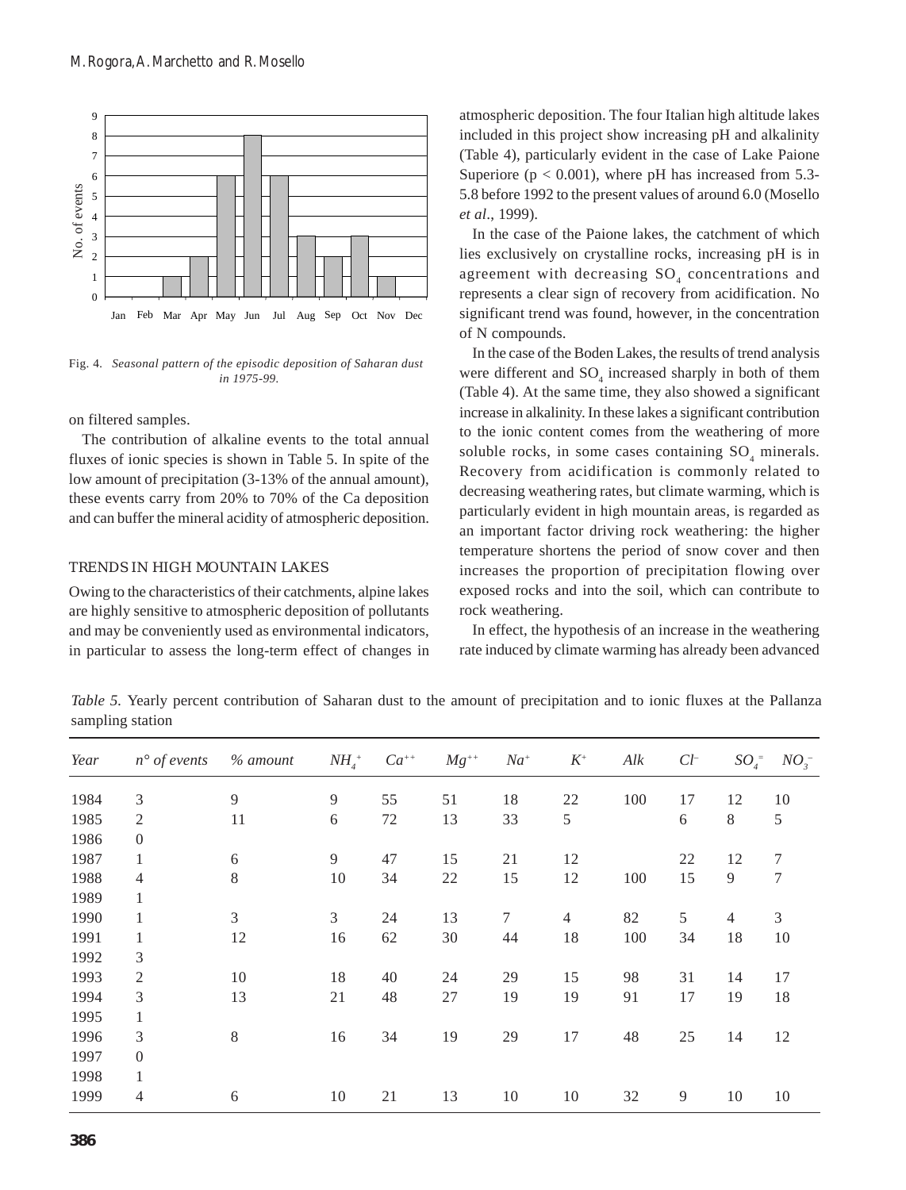Fig. 4. *Seasonal pattern of the episodic deposition of Saharan dust in 1975-99.*

on filtered samples.

The contribution of alkaline events to the total annual fluxes of ionic species is shown in Table 5. In spite of the low amount of precipitation (3-13% of the annual amount), these events carry from 20% to 70% of the Ca deposition and can buffer the mineral acidity of atmospheric deposition.

## TRENDS IN HIGH MOUNTAIN LAKES

Owing to the characteristics of their catchments, alpine lakes are highly sensitive to atmospheric deposition of pollutants and may be conveniently used as environmental indicators, in particular to assess the long-term effect of changes in atmospheric deposition. The four Italian high altitude lakes included in this project show increasing pH and alkalinity (Table 4), particularly evident in the case of Lake Paione Superiore ($p < 0.001$), where pH has increased from 5.3-5.8 before 1992 to the present values of around 6.0 (Mosello *et al*., 1999).

In the case of the Paione lakes, the catchment of which lies exclusively on crystalline rocks, increasing pH is in agreement with decreasing $SO_4$ concentrations and represents a clear sign of recovery from acidification. No significant trend was found, however, in the concentration of N compounds.

In the case of the Boden Lakes, the results of trend analysis were different and $SO_4$ increased sharply in both of them (Table 4). At the same time, they also showed a significant increase in alkalinity. In these lakes a significant contribution to the ionic content comes from the weathering of more soluble rocks, in some cases containing $SO_4$ minerals. Recovery from acidification is commonly related to decreasing weathering rates, but climate warming, which is particularly evident in high mountain areas, is regarded as an important factor driving rock weathering: the higher temperature shortens the period of snow cover and then increases the proportion of precipitation flowing over exposed rocks and into the soil, which can contribute to rock weathering.

In effect, the hypothesis of an increase in the weathering rate induced by climate warming has already been advanced

*Table 5.* Yearly percent contribution of Saharan dust to the amount of precipitation and to ionic fluxes at the Pallanza sampling station

| *Year* | *n° of events* | *% amount* | $NH_4^+$ | $Ca^{++}$ | $Mg^{++}$ | $Na^+$ | $K^+$ | *Alk* | $Cl^-$ | $SO_4^=$ | $NO_3^-$ |
|---|---|---|---|---|---|---|---|---|---|---|---|
| 1984 | 3 | 9 | 9 | 55 | 51 | 18 | 22 | 100 | 17 | 12 | 10 |
| 1985 | 2 | 11 | 6 | 72 | 13 | 33 | 5 | | 6 | 8 | 5 |
| 1986 | 0 | | | | | | | | | | |
| 1987 | 1 | 6 | 9 | 47 | 15 | 21 | 12 | | 22 | 12 | 7 |
| 1988 | 4 | 8 | 10 | 34 | 22 | 15 | 12 | 100 | 15 | 9 | 7 |
| 1989 | 1 | | | | | | | | | | |
| 1990 | 1 | 3 | 3 | 24 | 13 | 7 | 4 | 82 | 5 | 4 | 3 |
| 1991 | 1 | 12 | 16 | 62 | 30 | 44 | 18 | 100 | 34 | 18 | 10 |
| 1992 | 3 | | | | | | | | | | |
| 1993 | 2 | 10 | 18 | 40 | 24 | 29 | 15 | 98 | 31 | 14 | 17 |
| 1994 | 3 | 13 | 21 | 48 | 27 | 19 | 19 | 91 | 17 | 19 | 18 |
| 1995 | 1 | | | | | | | | | | |
| 1996 | 3 | 8 | 16 | 34 | 19 | 29 | 17 | 48 | 25 | 14 | 12 |
| 1997 | 0 | | | | | | | | | | |
| 1998 | 1 | | | | | | | | | | |
| 1999 | 4 | 6 | 10 | 21 | 13 | 10 | 10 | 32 | 9 | 10 | 10 |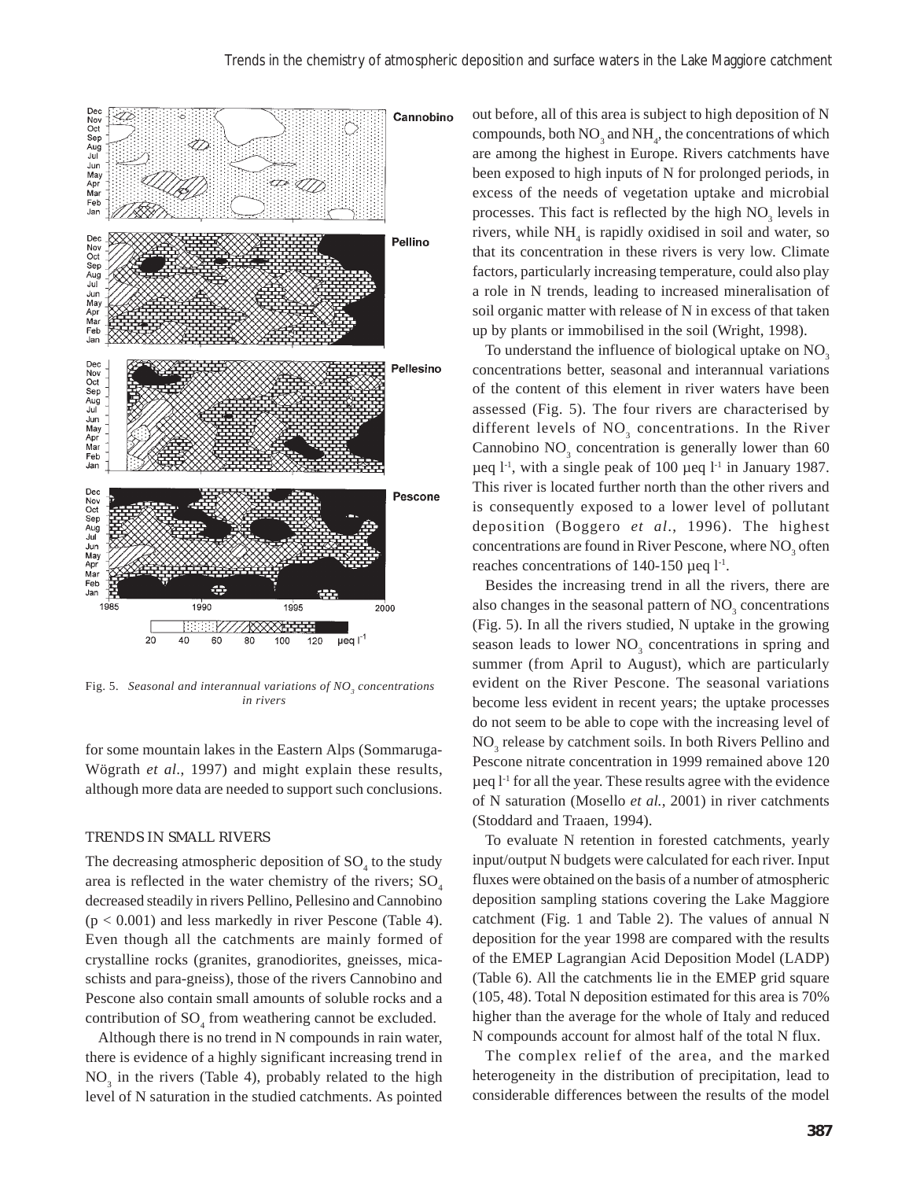Fig. 5. *Seasonal and interannual variations of $NO_3$ concentrations in rivers*

for some mountain lakes in the Eastern Alps (Sommaruga-Wögrath *et al*., 1997) and might explain these results, although more data are needed to support such conclusions.

## TRENDS IN SMALL RIVERS

The decreasing atmospheric deposition of $SO_4$ to the study area is reflected in the water chemistry of the rivers; $SO_4$ decreased steadily in rivers Pellino, Pellesino and Cannobino ($p < 0.001$) and less markedly in river Pescone (Table 4). Even though all the catchments are mainly formed of crystalline rocks (granites, granodiorites, gneisses, mica-schists and para-gneiss), those of the rivers Cannobino and Pescone also contain small amounts of soluble rocks and a contribution of $SO_4$ from weathering cannot be excluded.

Although there is no trend in N compounds in rain water, there is evidence of a highly significant increasing trend in $NO_3$ in the rivers (Table 4), probably related to the high level of N saturation in the studied catchments. As pointed out before, all of this area is subject to high deposition of N compounds, both $NO_3$ and $NH_4$, the concentrations of which are among the highest in Europe. Rivers catchments have been exposed to high inputs of N for prolonged periods, in excess of the needs of vegetation uptake and microbial processes. This fact is reflected by the high $NO_3$ levels in rivers, while $NH_4$ is rapidly oxidised in soil and water, so that its concentration in these rivers is very low. Climate factors, particularly increasing temperature, could also play a role in N trends, leading to increased mineralisation of soil organic matter with release of N in excess of that taken up by plants or immobilised in the soil (Wright, 1998).

To understand the influence of biological uptake on $NO_3$ concentrations better, seasonal and interannual variations of the content of this element in river waters have been assessed (Fig. 5). The four rivers are characterised by different levels of $NO_3$ concentrations. In the River Cannobino $NO_3$ concentration is generally lower than 60 µeq $l^{-1}$, with a single peak of 100 µeq $l^{-1}$ in January 1987. This river is located further north than the other rivers and is consequently exposed to a lower level of pollutant deposition (Boggero *et al*., 1996). The highest concentrations are found in River Pescone, where $NO_3$ often reaches concentrations of 140-150 µeq $l^{-1}$.

Besides the increasing trend in all the rivers, there are also changes in the seasonal pattern of $NO_3$ concentrations (Fig. 5). In all the rivers studied, N uptake in the growing season leads to lower $NO_3$ concentrations in spring and summer (from April to August), which are particularly evident on the River Pescone. The seasonal variations become less evident in recent years; the uptake processes do not seem to be able to cope with the increasing level of $NO_3$ release by catchment soils. In both Rivers Pellino and Pescone nitrate concentration in 1999 remained above 120 µeq $l^{-1}$ for all the year. These results agree with the evidence of N saturation (Mosello *et al.*, 2001) in river catchments (Stoddard and Traaen, 1994).

To evaluate N retention in forested catchments, yearly input/output N budgets were calculated for each river. Input fluxes were obtained on the basis of a number of atmospheric deposition sampling stations covering the Lake Maggiore catchment (Fig. 1 and Table 2). The values of annual N deposition for the year 1998 are compared with the results of the EMEP Lagrangian Acid Deposition Model (LADP) (Table 6). All the catchments lie in the EMEP grid square (105, 48). Total N deposition estimated for this area is 70% higher than the average for the whole of Italy and reduced N compounds account for almost half of the total N flux.

The complex relief of the area, and the marked heterogeneity in the distribution of precipitation, lead to considerable differences between the results of the model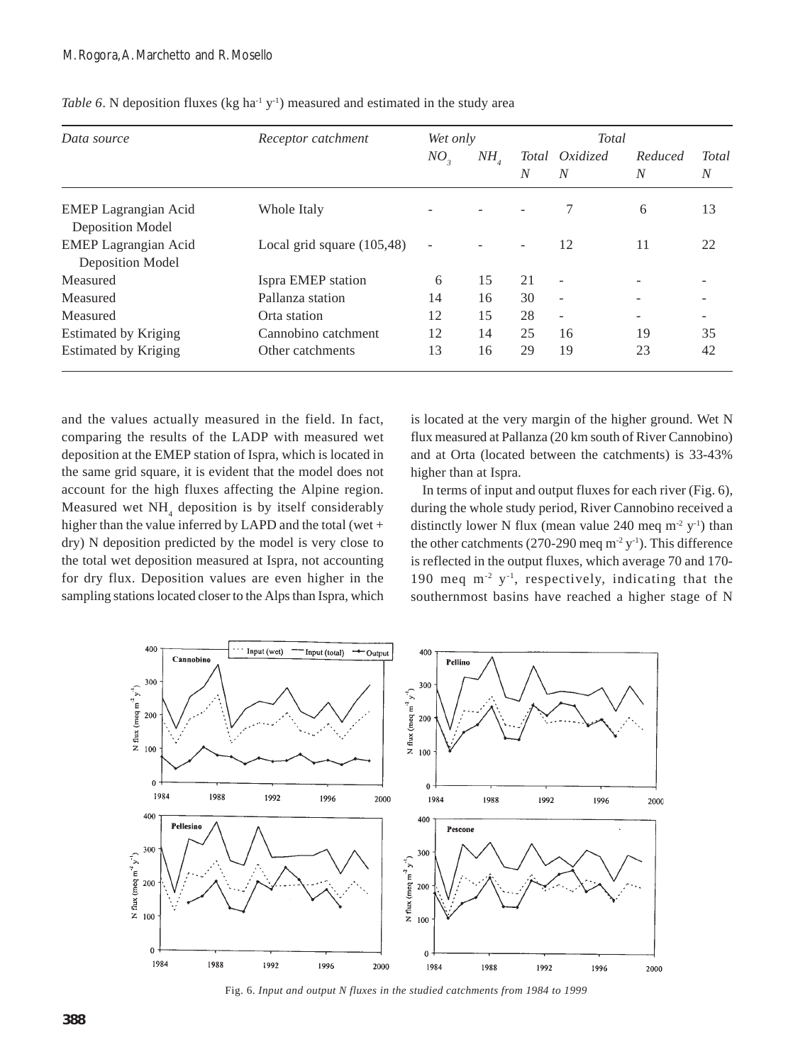*Table 6*. N deposition fluxes (kg $ha^{-1}$ $y^{-1}$) measured and estimated in the study area

| *Data source* | *Receptor catchment* | *Wet only* | | | *Total* | | |
|---|---|---|---|---|---|---|---|
| | | $NO_3$ | $NH_4$ | *Total N* | *Oxidized N* | *Reduced N* | *Total N* |
| EMEP Lagrangian Acid Deposition Model | Whole Italy | - | - | - | 7 | 6 | 13 |
| EMEP Lagrangian Acid Deposition Model | Local grid square (105,48) | - | - | - | 12 | 11 | 22 |
| Measured | Ispra EMEP station | 6 | 15 | 21 | - | - | - |
| Measured | Pallanza station | 14 | 16 | 30 | - | - | - |
| Measured | Orta station | 12 | 15 | 28 | - | - | - |
| Estimated by Kriging | Cannobino catchment | 12 | 14 | 25 | 16 | 19 | 35 |
| Estimated by Kriging | Other catchments | 13 | 16 | 29 | 19 | 23 | 42 |

and the values actually measured in the field. In fact, comparing the results of the LADP with measured wet deposition at the EMEP station of Ispra, which is located in the same grid square, it is evident that the model does not account for the high fluxes affecting the Alpine region. Measured wet $NH_4$ deposition is by itself considerably higher than the value inferred by LAPD and the total (wet + dry) N deposition predicted by the model is very close to the total wet deposition measured at Ispra, not accounting for dry flux. Deposition values are even higher in the sampling stations located closer to the Alps than Ispra, which is located at the very margin of the higher ground. Wet N flux measured at Pallanza (20 km south of River Cannobino) and at Orta (located between the catchments) is 33-43% higher than at Ispra.

In terms of input and output fluxes for each river (Fig. 6), during the whole study period, River Cannobino received a distinctly lower N flux (mean value 240 meq $m^{-2}$ $y^{-1}$) than the other catchments (270-290 meq $m^{-2}$ $y^{-1}$). This difference is reflected in the output fluxes, which average 70 and 170-190 meq $m^{-2}$ $y^{-1}$, respectively, indicating that the southernmost basins have reached a higher stage of N

Fig. 6. *Input and output N fluxes in the studied catchments from 1984 to 1999*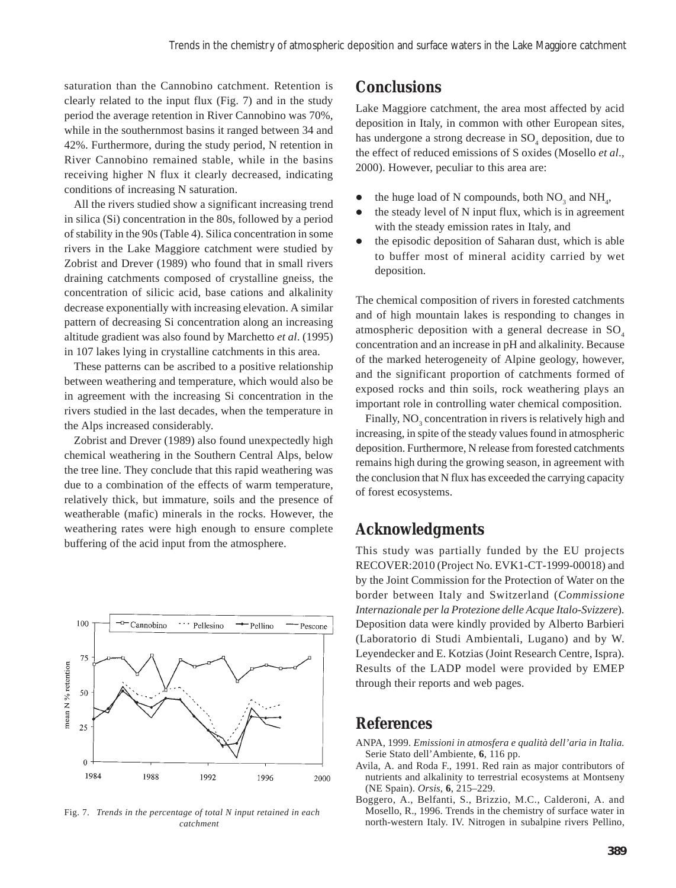saturation than the Cannobino catchment. Retention is clearly related to the input flux (Fig. 7) and in the study period the average retention in River Cannobino was 70%, while in the southernmost basins it ranged between 34 and 42%. Furthermore, during the study period, N retention in River Cannobino remained stable, while in the basins receiving higher N flux it clearly decreased, indicating conditions of increasing N saturation.

All the rivers studied show a significant increasing trend in silica (Si) concentration in the 80s, followed by a period of stability in the 90s (Table 4). Silica concentration in some rivers in the Lake Maggiore catchment were studied by Zobrist and Drever (1989) who found that in small rivers draining catchments composed of crystalline gneiss, the concentration of silicic acid, base cations and alkalinity decrease exponentially with increasing elevation. A similar pattern of decreasing Si concentration along an increasing altitude gradient was also found by Marchetto *et al*. (1995) in 107 lakes lying in crystalline catchments in this area.

These patterns can be ascribed to a positive relationship between weathering and temperature, which would also be in agreement with the increasing Si concentration in the rivers studied in the last decades, when the temperature in the Alps increased considerably.

Zobrist and Drever (1989) also found unexpectedly high chemical weathering in the Southern Central Alps, below the tree line. They conclude that this rapid weathering was due to a combination of the effects of warm temperature, relatively thick, but immature, soils and the presence of weatherable (mafic) minerals in the rocks. However, the weathering rates were high enough to ensure complete buffering of the acid input from the atmosphere.

Fig. 7. *Trends in the percentage of total N input retained in each catchment*

## Conclusions

Lake Maggiore catchment, the area most affected by acid deposition in Italy, in common with other European sites, has undergone a strong decrease in $SO_4$ deposition, due to the effect of reduced emissions of S oxides (Mosello *et al*., 2000). However, peculiar to this area are:

- the huge load of N compounds, both $NO_3$ and $NH_4$,
- the steady level of N input flux, which is in agreement with the steady emission rates in Italy, and
- the episodic deposition of Saharan dust, which is able to buffer most of mineral acidity carried by wet deposition.

The chemical composition of rivers in forested catchments and of high mountain lakes is responding to changes in atmospheric deposition with a general decrease in $SO_4$ concentration and an increase in pH and alkalinity. Because of the marked heterogeneity of Alpine geology, however, and the significant proportion of catchments formed of exposed rocks and thin soils, rock weathering plays an important role in controlling water chemical composition.

Finally, $NO_3$ concentration in rivers is relatively high and increasing, in spite of the steady values found in atmospheric deposition. Furthermore, N release from forested catchments remains high during the growing season, in agreement with the conclusion that N flux has exceeded the carrying capacity of forest ecosystems.

## Acknowledgments

This study was partially funded by the EU projects RECOVER:2010 (Project No. EVK1-CT-1999-00018) and by the Joint Commission for the Protection of Water on the border between Italy and Switzerland (*Commissione Internazionale per la Protezione delle Acque Italo-Svizzere*). Deposition data were kindly provided by Alberto Barbieri (Laboratorio di Studi Ambientali, Lugano) and by W. Leyendecker and E. Kotzias (Joint Research Centre, Ispra). Results of the LADP model were provided by EMEP through their reports and web pages.

## References

ANPA, 1999. *Emissioni in atmosfera e qualità dell'aria in Italia.* Serie Stato dell'Ambiente, **6**, 116 pp.

Avila, A. and Roda F., 1991. Red rain as major contributors of nutrients and alkalinity to terrestrial ecosystems at Montseny (NE Spain). *Orsis*, **6**, 215–229.

Boggero, A., Belfanti, S., Brizzio, M.C., Calderoni, A. and Mosello, R., 1996. Trends in the chemistry of surface water in north-western Italy. IV. Nitrogen in subalpine rivers Pellino,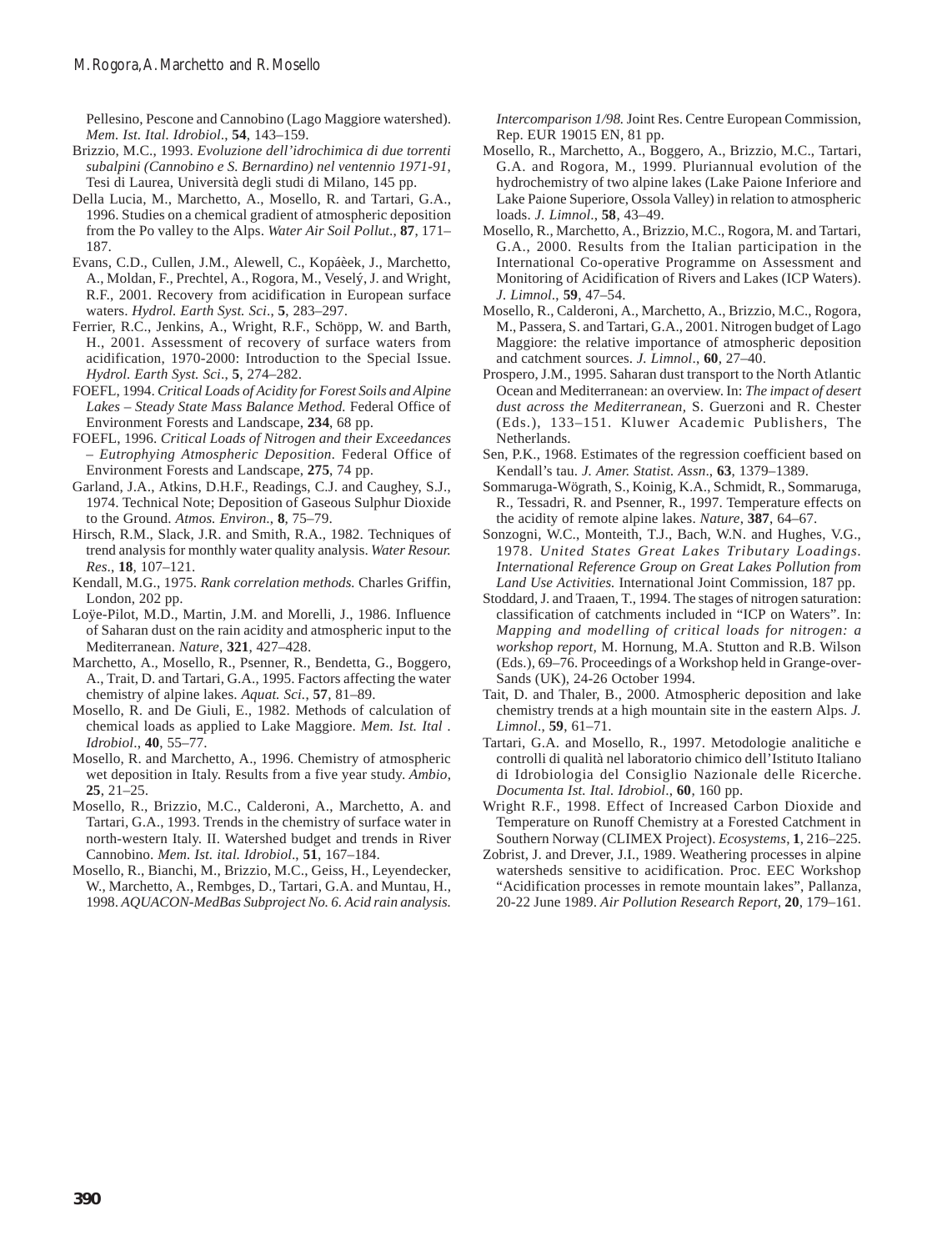Pellesino, Pescone and Cannobino (Lago Maggiore watershed). *Mem. Ist. Ital. Idrobiol.*, **54**, 143–159.

Brizzio, M.C., 1993. *Evoluzione dell'idrochimica di due torrenti subalpini (Cannobino e S. Bernardino) nel ventennio 1971-91*, Tesi di Laurea, Università degli studi di Milano, 145 pp.

Della Lucia, M., Marchetto, A., Mosello, R. and Tartari, G.A., 1996. Studies on a chemical gradient of atmospheric deposition from the Po valley to the Alps. *Water Air Soil Pollut.*, **87**, 171–187.

Evans, C.D., Cullen, J.M., Alewell, C., Kopáèek, J., Marchetto, A., Moldan, F., Prechtel, A., Rogora, M., Veselý, J. and Wright, R.F., 2001. Recovery from acidification in European surface waters. *Hydrol. Earth Syst. Sci*., **5**, 283–297.

Ferrier, R.C., Jenkins, A., Wright, R.F., Schöpp, W. and Barth, H., 2001. Assessment of recovery of surface waters from acidification, 1970-2000: Introduction to the Special Issue. *Hydrol. Earth Syst. Sci*., **5**, 274–282.

FOEFL, 1994. *Critical Loads of Acidity for Forest Soils and Alpine Lakes – Steady State Mass Balance Method.* Federal Office of Environment Forests and Landscape, **234**, 68 pp.

FOEFL, 1996. *Critical Loads of Nitrogen and their Exceedances – Eutrophying Atmospheric Deposition*. Federal Office of Environment Forests and Landscape, **275**, 74 pp.

Garland, J.A., Atkins, D.H.F., Readings, C.J. and Caughey, S.J., 1974. Technical Note; Deposition of Gaseous Sulphur Dioxide to the Ground. *Atmos. Environ.*, **8**, 75–79.

Hirsch, R.M., Slack, J.R. and Smith, R.A., 1982. Techniques of trend analysis for monthly water quality analysis. *Water Resour. Res.*, **18**, 107–121.

Kendall, M.G., 1975. *Rank correlation methods.* Charles Griffin, London, 202 pp.

Loÿe-Pilot, M.D., Martin, J.M. and Morelli, J., 1986. Influence of Saharan dust on the rain acidity and atmospheric input to the Mediterranean. *Nature*, **321**, 427–428.

Marchetto, A., Mosello, R., Psenner, R., Bendetta, G., Boggero, A., Trait, D. and Tartari, G.A., 1995. Factors affecting the water chemistry of alpine lakes. *Aquat. Sci.*, **57**, 81–89.

Mosello, R. and De Giuli, E., 1982. Methods of calculation of chemical loads as applied to Lake Maggiore. *Mem. Ist. Ital . Idrobiol*., **40**, 55–77.

Mosello, R. and Marchetto, A., 1996. Chemistry of atmospheric wet deposition in Italy. Results from a five year study. *Ambio*, **25**, 21–25.

Mosello, R., Brizzio, M.C., Calderoni, A., Marchetto, A. and Tartari, G.A., 1993. Trends in the chemistry of surface water in north-western Italy. II. Watershed budget and trends in River Cannobino. *Mem. Ist. ital. Idrobiol*., **51**, 167–184.

Mosello, R., Bianchi, M., Brizzio, M.C., Geiss, H., Leyendecker, W., Marchetto, A., Rembges, D., Tartari, G.A. and Muntau, H., 1998. *AQUACON-MedBas Subproject No. 6. Acid rain analysis. Intercomparison 1/98.* Joint Res. Centre European Commission, Rep. EUR 19015 EN, 81 pp.

Mosello, R., Marchetto, A., Boggero, A., Brizzio, M.C., Tartari, G.A. and Rogora, M., 1999. Pluriannual evolution of the hydrochemistry of two alpine lakes (Lake Paione Inferiore and Lake Paione Superiore, Ossola Valley) in relation to atmospheric loads. *J. Limnol*., **58**, 43–49.

Mosello, R., Marchetto, A., Brizzio, M.C., Rogora, M. and Tartari, G.A., 2000. Results from the Italian participation in the International Co-operative Programme on Assessment and Monitoring of Acidification of Rivers and Lakes (ICP Waters). *J. Limnol*., **59**, 47–54.

Mosello, R., Calderoni, A., Marchetto, A., Brizzio, M.C., Rogora, M., Passera, S. and Tartari, G.A., 2001. Nitrogen budget of Lago Maggiore: the relative importance of atmospheric deposition and catchment sources. *J. Limnol*., **60**, 27–40.

Prospero, J.M., 1995. Saharan dust transport to the North Atlantic Ocean and Mediterranean: an overview. In: *The impact of desert dust across the Mediterranean,* S. Guerzoni and R. Chester (Eds.), 133–151. Kluwer Academic Publishers, The Netherlands.

Sen, P.K., 1968. Estimates of the regression coefficient based on Kendall's tau. *J. Amer. Statist. Assn*., **63**, 1379–1389.

Sommaruga-Wögrath, S., Koinig, K.A., Schmidt, R., Sommaruga, R., Tessadri, R. and Psenner, R., 1997. Temperature effects on the acidity of remote alpine lakes. *Nature*, **387**, 64–67.

Sonzogni, W.C., Monteith, T.J., Bach, W.N. and Hughes, V.G., 1978. *United States Great Lakes Tributary Loadings. International Reference Group on Great Lakes Pollution from Land Use Activities.* International Joint Commission, 187 pp.

Stoddard, J. and Traaen, T., 1994. The stages of nitrogen saturation: classification of catchments included in "ICP on Waters". In: *Mapping and modelling of critical loads for nitrogen: a workshop report,* M. Hornung, M.A. Stutton and R.B. Wilson (Eds.), 69–76. Proceedings of a Workshop held in Grange-over-Sands (UK), 24-26 October 1994.

Tait, D. and Thaler, B., 2000. Atmospheric deposition and lake chemistry trends at a high mountain site in the eastern Alps. *J. Limnol*., **59**, 61–71.

Tartari, G.A. and Mosello, R., 1997. Metodologie analitiche e controlli di qualità nel laboratorio chimico dell'Istituto Italiano di Idrobiologia del Consiglio Nazionale delle Ricerche. *Documenta Ist. Ital. Idrobiol*., **60**, 160 pp.

Wright R.F., 1998. Effect of Increased Carbon Dioxide and Temperature on Runoff Chemistry at a Forested Catchment in Southern Norway (CLIMEX Project). *Ecosystems*, **1**, 216–225.

Zobrist, J. and Drever, J.I., 1989. Weathering processes in alpine watersheds sensitive to acidification. Proc. EEC Workshop "Acidification processes in remote mountain lakes", Pallanza, 20-22 June 1989. *Air Pollution Research Report*, **20**, 179–161.